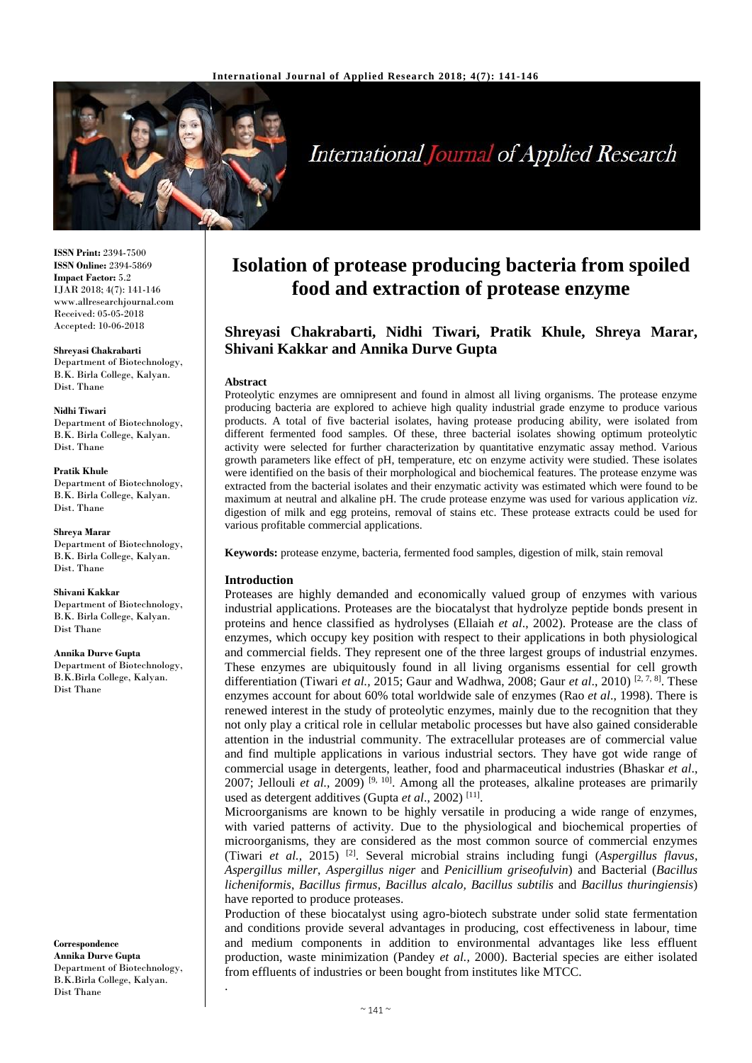ISSN Print: 2394-7500
ISSN Online: 2394-5869
Impact Factor: 5.2
IJAR 2018; 4(7): 141-146
www.allresearchjournal.com
Received: 05-05-2018
Accepted: 10-06-2018

**Shreyasi Chakrabarti**
Department of Biotechnology, B.K. Birla College, Kalyan. Dist. Thane

**Nidhi Tiwari**
Department of Biotechnology, B.K. Birla College, Kalyan. Dist. Thane

**Pratik Khule**
Department of Biotechnology, B.K. Birla College, Kalyan. Dist. Thane

**Shreya Marar**
Department of Biotechnology, B.K. Birla College, Kalyan. Dist. Thane

**Shivani Kakkar**
Department of Biotechnology, B.K. Birla College, Kalyan. Dist Thane

**Annika Durve Gupta**
Department of Biotechnology, B.K.Birla College, Kalyan. Dist Thane

**Correspondence**
**Annika Durve Gupta**
Department of Biotechnology, B.K.Birla College, Kalyan. Dist Thane

# Isolation of protease producing bacteria from spoiled food and extraction of protease enzyme

**Shreyasi Chakrabarti, Nidhi Tiwari, Pratik Khule, Shreya Marar, Shivani Kakkar and Annika Durve Gupta**

### Abstract

Proteolytic enzymes are omnipresent and found in almost all living organisms. The protease enzyme producing bacteria are explored to achieve high quality industrial grade enzyme to produce various products. A total of five bacterial isolates, having protease producing ability, were isolated from different fermented food samples. Of these, three bacterial isolates showing optimum proteolytic activity were selected for further characterization by quantitative enzymatic assay method. Various growth parameters like effect of pH, temperature, etc on enzyme activity were studied. These isolates were identified on the basis of their morphological and biochemical features. The protease enzyme was extracted from the bacterial isolates and their enzymatic activity was estimated which were found to be maximum at neutral and alkaline pH. The crude protease enzyme was used for various application *viz.* digestion of milk and egg proteins, removal of stains etc. These protease extracts could be used for various profitable commercial applications.

**Keywords:** protease enzyme, bacteria, fermented food samples, digestion of milk, stain removal

### Introduction

Proteases are highly demanded and economically valued group of enzymes with various industrial applications. Proteases are the biocatalyst that hydrolyze peptide bonds present in proteins and hence classified as hydrolyses (Ellaiah *et al*., 2002). Protease are the class of enzymes, which occupy key position with respect to their applications in both physiological and commercial fields. They represent one of the three largest groups of industrial enzymes. These enzymes are ubiquitously found in all living organisms essential for cell growth differentiation (Tiwari *et al.,* 2015; Gaur and Wadhwa, 2008; Gaur *et al*., 2010) [2, 7, 8]. These enzymes account for about 60% total worldwide sale of enzymes (Rao *et al*., 1998). There is renewed interest in the study of proteolytic enzymes, mainly due to the recognition that they not only play a critical role in cellular metabolic processes but have also gained considerable attention in the industrial community. The extracellular proteases are of commercial value and find multiple applications in various industrial sectors. They have got wide range of commercial usage in detergents, leather, food and pharmaceutical industries (Bhaskar *et al*., 2007; Jellouli *et al.,* 2009) [9, 10]. Among all the proteases, alkaline proteases are primarily used as detergent additives (Gupta *et al*., 2002) [11].

Microorganisms are known to be highly versatile in producing a wide range of enzymes, with varied patterns of activity. Due to the physiological and biochemical properties of microorganisms, they are considered as the most common source of commercial enzymes (Tiwari *et al.,* 2015) [2]. Several microbial strains including fungi (*Aspergillus flavus*, *Aspergillus miller*, *Aspergillus niger* and *Penicillium griseofulvin*) and Bacterial (*Bacillus licheniformis*, *Bacillus firmus*, *Bacillus alcalo, Bacillus subtilis* and *Bacillus thuringiensis*) have reported to produce proteases.

Production of these biocatalyst using agro-biotech substrate under solid state fermentation and conditions provide several advantages in producing, cost effectiveness in labour, time and medium components in addition to environmental advantages like less effluent production, waste minimization (Pandey *et al.,* 2000). Bacterial species are either isolated from effluents of industries or been bought from institutes like MTCC.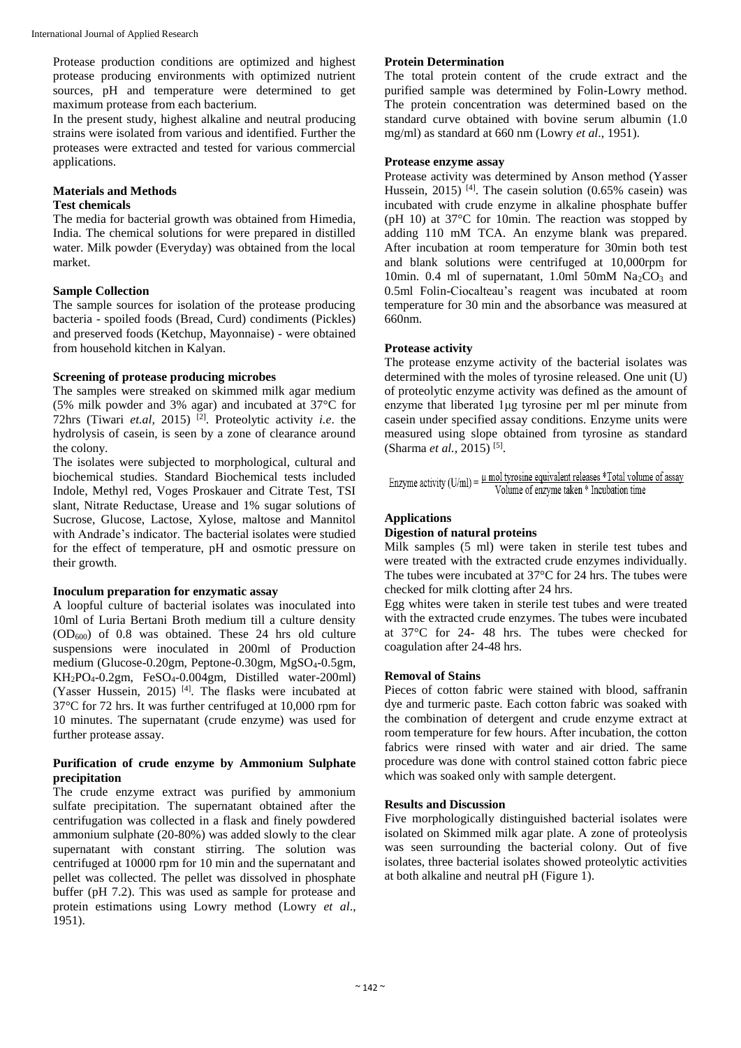Protease production conditions are optimized and highest protease producing environments with optimized nutrient sources, pH and temperature were determined to get maximum protease from each bacterium.

In the present study, highest alkaline and neutral producing strains were isolated from various and identified. Further the proteases were extracted and tested for various commercial applications.

## Materials and Methods

### Test chemicals

The media for bacterial growth was obtained from Himedia, India. The chemical solutions for were prepared in distilled water. Milk powder (Everyday) was obtained from the local market.

### Sample Collection

The sample sources for isolation of the protease producing bacteria - spoiled foods (Bread, Curd) condiments (Pickles) and preserved foods (Ketchup, Mayonnaise) - were obtained from household kitchen in Kalyan.

### Screening of protease producing microbes

The samples were streaked on skimmed milk agar medium (5% milk powder and 3% agar) and incubated at 37°C for 72hrs (Tiwari *et.al,* 2015) [2]. Proteolytic activity *i.e*. the hydrolysis of casein, is seen by a zone of clearance around the colony.

The isolates were subjected to morphological, cultural and biochemical studies. Standard Biochemical tests included Indole, Methyl red, Voges Proskauer and Citrate Test, TSI slant, Nitrate Reductase, Urease and 1% sugar solutions of Sucrose, Glucose, Lactose, Xylose, maltose and Mannitol with Andrade's indicator. The bacterial isolates were studied for the effect of temperature, pH and osmotic pressure on their growth.

### Inoculum preparation for enzymatic assay

A loopful culture of bacterial isolates was inoculated into 10ml of Luria Bertani Broth medium till a culture density ($OD_{600}$) of 0.8 was obtained. These 24 hrs old culture suspensions were inoculated in 200ml of Production medium (Glucose-0.20gm, Peptone-0.30gm, $MgSO_4$-0.5gm, $KH_2PO_4$-0.2gm, $FeSO_4$-0.004gm, Distilled water-200ml) (Yasser Hussein, 2015) [4]. The flasks were incubated at 37°C for 72 hrs. It was further centrifuged at 10,000 rpm for 10 minutes. The supernatant (crude enzyme) was used for further protease assay.

### Purification of crude enzyme by Ammonium Sulphate precipitation

The crude enzyme extract was purified by ammonium sulfate precipitation. The supernatant obtained after the centrifugation was collected in a flask and finely powdered ammonium sulphate (20-80%) was added slowly to the clear supernatant with constant stirring. The solution was centrifuged at 10000 rpm for 10 min and the supernatant and pellet was collected. The pellet was dissolved in phosphate buffer (pH 7.2). This was used as sample for protease and protein estimations using Lowry method (Lowry *et al*., 1951).

### Protein Determination

The total protein content of the crude extract and the purified sample was determined by Folin-Lowry method. The protein concentration was determined based on the standard curve obtained with bovine serum albumin (1.0 mg/ml) as standard at 660 nm (Lowry *et al*., 1951).

### Protease enzyme assay

Protease activity was determined by Anson method (Yasser Hussein, 2015) [4]. The casein solution (0.65% casein) was incubated with crude enzyme in alkaline phosphate buffer (pH 10) at 37°C for 10min. The reaction was stopped by adding 110 mM TCA. An enzyme blank was prepared. After incubation at room temperature for 30min both test and blank solutions were centrifuged at 10,000rpm for 10min. 0.4 ml of supernatant, 1.0ml 50mM $Na_2CO_3$ and 0.5ml Folin-Ciocalteau's reagent was incubated at room temperature for 30 min and the absorbance was measured at 660nm.

### Protease activity

The protease enzyme activity of the bacterial isolates was determined with the moles of tyrosine released. One unit (U) of proteolytic enzyme activity was defined as the amount of enzyme that liberated 1μg tyrosine per ml per minute from casein under specified assay conditions. Enzyme units were measured using slope obtained from tyrosine as standard (Sharma *et al.,* 2015) [5].

$$\text{Enzyme activity (U/ml)} = \frac{\mu \text{ mol tyrosine equivalent releases} * \text{Total volume of assay}}{\text{Volume of enzyme taken} * \text{Incubation time}}$$

## Applications

### Digestion of natural proteins

Milk samples (5 ml) were taken in sterile test tubes and were treated with the extracted crude enzymes individually. The tubes were incubated at 37°C for 24 hrs. The tubes were checked for milk clotting after 24 hrs.

Egg whites were taken in sterile test tubes and were treated with the extracted crude enzymes. The tubes were incubated at 37°C for 24- 48 hrs. The tubes were checked for coagulation after 24-48 hrs.

### Removal of Stains

Pieces of cotton fabric were stained with blood, saffranin dye and turmeric paste. Each cotton fabric was soaked with the combination of detergent and crude enzyme extract at room temperature for few hours. After incubation, the cotton fabrics were rinsed with water and air dried. The same procedure was done with control stained cotton fabric piece which was soaked only with sample detergent.

## Results and Discussion

Five morphologically distinguished bacterial isolates were isolated on Skimmed milk agar plate. A zone of proteolysis was seen surrounding the bacterial colony. Out of five isolates, three bacterial isolates showed proteolytic activities at both alkaline and neutral pH (Figure 1).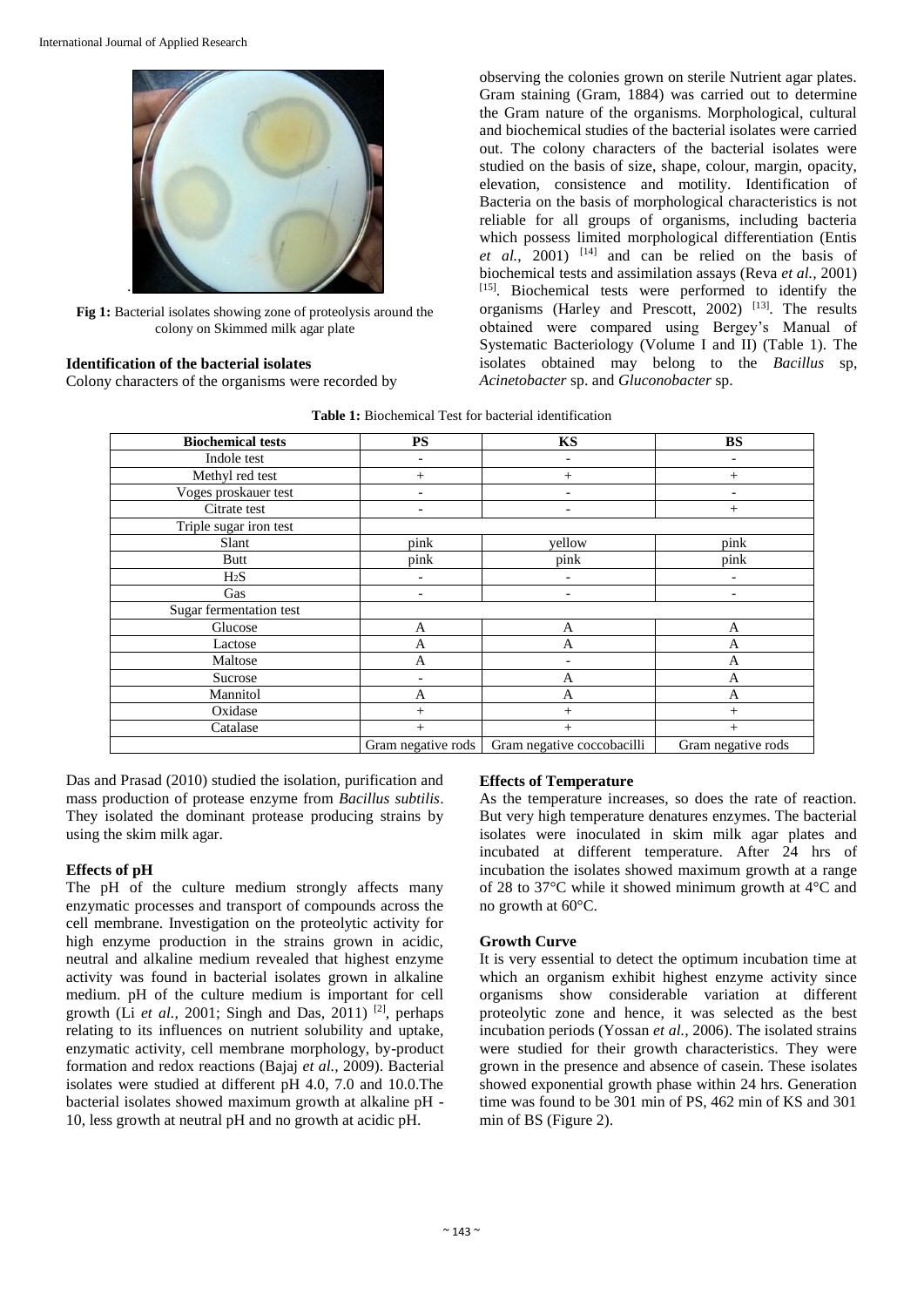Fig 1: Bacterial isolates showing zone of proteolysis around the colony on Skimmed milk agar plate

**Identification of the bacterial isolates**

Colony characters of the organisms were recorded by observing the colonies grown on sterile Nutrient agar plates. Gram staining (Gram, 1884) was carried out to determine the Gram nature of the organisms. Morphological, cultural and biochemical studies of the bacterial isolates were carried out. The colony characters of the bacterial isolates were studied on the basis of size, shape, colour, margin, opacity, elevation, consistence and motility. Identification of Bacteria on the basis of morphological characteristics is not reliable for all groups of organisms, including bacteria which possess limited morphological differentiation (Entis *et al.*, 2001) [14] and can be relied on the basis of biochemical tests and assimilation assays (Reva *et al.*, 2001) [15]. Biochemical tests were performed to identify the organisms (Harley and Prescott, 2002) [13]. The results obtained were compared using Bergey's Manual of Systematic Bacteriology (Volume I and II) (Table 1). The isolates obtained may belong to the *Bacillus* sp, *Acinetobacter* sp. and *Gluconobacter* sp.

**Table 1:** Biochemical Test for bacterial identification

| Biochemical tests | PS | KS | BS |
|---|---|---|---|
| Indole test | - | - | - |
| Methyl red test | + | + | + |
| Voges proskauer test | - | - | - |
| Citrate test | - | - | + |
| Triple sugar iron test | | | |
| Slant | pink | yellow | pink |
| Butt | pink | pink | pink |
| $H_2S$ | - | - | - |
| Gas | - | - | - |
| Sugar fermentation test | | | |
| Glucose | A | A | A |
| Lactose | A | A | A |
| Maltose | A | - | A |
| Sucrose | - | A | A |
| Mannitol | A | A | A |
| Oxidase | + | + | + |
| Catalase | + | + | + |
| | Gram negative rods | Gram negative coccobacilli | Gram negative rods |

Das and Prasad (2010) studied the isolation, purification and mass production of protease enzyme from *Bacillus subtilis*. They isolated the dominant protease producing strains by using the skim milk agar.

**Effects of pH**

The pH of the culture medium strongly affects many enzymatic processes and transport of compounds across the cell membrane. Investigation on the proteolytic activity for high enzyme production in the strains grown in acidic, neutral and alkaline medium revealed that highest enzyme activity was found in bacterial isolates grown in alkaline medium. pH of the culture medium is important for cell growth (Li *et al.,* 2001; Singh and Das, 2011) [2], perhaps relating to its influences on nutrient solubility and uptake, enzymatic activity, cell membrane morphology, by-product formation and redox reactions (Bajaj *et al.*, 2009). Bacterial isolates were studied at different pH 4.0, 7.0 and 10.0.The bacterial isolates showed maximum growth at alkaline pH - 10, less growth at neutral pH and no growth at acidic pH.

**Effects of Temperature**

As the temperature increases, so does the rate of reaction. But very high temperature denatures enzymes. The bacterial isolates were inoculated in skim milk agar plates and incubated at different temperature. After 24 hrs of incubation the isolates showed maximum growth at a range of 28 to 37°C while it showed minimum growth at 4°C and no growth at 60°C.

**Growth Curve**

It is very essential to detect the optimum incubation time at which an organism exhibit highest enzyme activity since organisms show considerable variation at different proteolytic zone and hence, it was selected as the best incubation periods (Yossan *et al.,* 2006). The isolated strains were studied for their growth characteristics. They were grown in the presence and absence of casein. These isolates showed exponential growth phase within 24 hrs. Generation time was found to be 301 min of PS, 462 min of KS and 301 min of BS (Figure 2).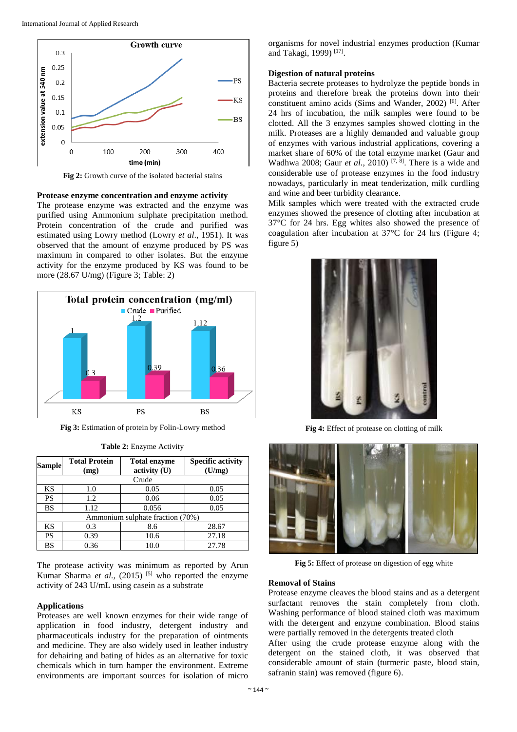Fig 2: Growth curve of the isolated bacterial stains

### Protease enzyme concentration and enzyme activity

The protease enzyme was extracted and the enzyme was purified using Ammonium sulphate precipitation method. Protein concentration of the crude and purified was estimated using Lowry method (Lowry *et al*., 1951). It was observed that the amount of enzyme produced by PS was maximum in compared to other isolates. But the enzyme activity for the enzyme produced by KS was found to be more (28.67 U/mg) (Figure 3; Table: 2)

Fig 3: Estimation of protein by Folin-Lowry method

**Table 2:** Enzyme Activity

| Sample | Total Protein (mg) | Total enzyme activity (U) | Specific activity (U/mg) |
|---|---|---|---|
| Crude | | | |
| KS | 1.0 | 0.05 | 0.05 |
| PS | 1.2 | 0.06 | 0.05 |
| BS | 1.12 | 0.056 | 0.05 |
| Ammonium sulphate fraction (70%) | | | |
| KS | 0.3 | 8.6 | 28.67 |
| PS | 0.39 | 10.6 | 27.18 |
| BS | 0.36 | 10.0 | 27.78 |

The protease activity was minimum as reported by Arun Kumar Sharma *et al.,* (2015) [5] who reported the enzyme activity of 243 U/mL using casein as a substrate

### Applications

Proteases are well known enzymes for their wide range of application in food industry, detergent industry and pharmaceuticals industry for the preparation of ointments and medicine. They are also widely used in leather industry for dehairing and bating of hides as an alternative for toxic chemicals which in turn hamper the environment. Extreme environments are important sources for isolation of micro organisms for novel industrial enzymes production (Kumar and Takagi, 1999) [17].

### Digestion of natural proteins

Bacteria secrete proteases to hydrolyze the peptide bonds in proteins and therefore break the proteins down into their constituent amino acids (Sims and Wander, 2002) [6]. After 24 hrs of incubation, the milk samples were found to be clotted. All the 3 enzymes samples showed clotting in the milk. Proteases are a highly demanded and valuable group of enzymes with various industrial applications, covering a market share of 60% of the total enzyme market (Gaur and Wadhwa 2008; Gaur *et al.,* 2010) [7, 8]. There is a wide and considerable use of protease enzymes in the food industry nowadays, particularly in meat tenderization, milk curdling and wine and beer turbidity clearance.

Milk samples which were treated with the extracted crude enzymes showed the presence of clotting after incubation at 37°C for 24 hrs. Egg whites also showed the presence of coagulation after incubation at 37°C for 24 hrs (Figure 4; figure 5)

Fig 4: Effect of protease on clotting of milk

Fig 5: Effect of protease on digestion of egg white

### Removal of Stains

Protease enzyme cleaves the blood stains and as a detergent surfactant removes the stain completely from cloth. Washing performance of blood stained cloth was maximum with the detergent and enzyme combination. Blood stains were partially removed in the detergents treated cloth

After using the crude protease enzyme along with the detergent on the stained cloth, it was observed that considerable amount of stain (turmeric paste, blood stain, safranin stain) was removed (figure 6).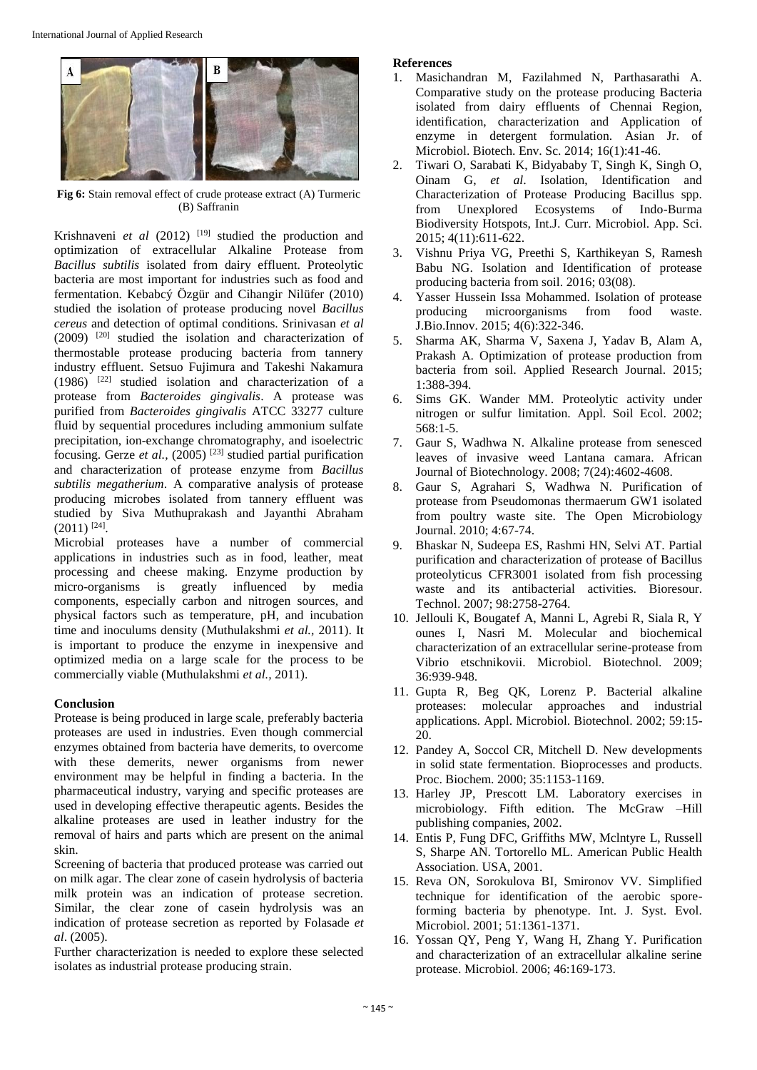Fig 6: Stain removal effect of crude protease extract (A) Turmeric (B) Saffranin

Krishnaveni *et al* (2012) [19] studied the production and optimization of extracellular Alkaline Protease from *Bacillus subtilis* isolated from dairy effluent. Proteolytic bacteria are most important for industries such as food and fermentation. Kebabcý Özgür and Cihangir Nilüfer (2010) studied the isolation of protease producing novel *Bacillus cereus* and detection of optimal conditions. Srinivasan *et al* (2009) [20] studied the isolation and characterization of thermostable protease producing bacteria from tannery industry effluent. Setsuo Fujimura and Takeshi Nakamura (1986) [22] studied isolation and characterization of a protease from *Bacteroides gingivalis*. A protease was purified from *Bacteroides gingivalis* ATCC 33277 culture fluid by sequential procedures including ammonium sulfate precipitation, ion-exchange chromatography, and isoelectric focusing. Gerze *et al.*, (2005) [23] studied partial purification and characterization of protease enzyme from *Bacillus subtilis megatherium*. A comparative analysis of protease producing microbes isolated from tannery effluent was studied by Siva Muthuprakash and Jayanthi Abraham (2011) [24].

Microbial proteases have a number of commercial applications in industries such as in food, leather, meat processing and cheese making. Enzyme production by micro-organisms is greatly influenced by media components, especially carbon and nitrogen sources, and physical factors such as temperature, pH, and incubation time and inoculums density (Muthulakshmi *et al.*, 2011). It is important to produce the enzyme in inexpensive and optimized media on a large scale for the process to be commercially viable (Muthulakshmi *et al.*, 2011).

## Conclusion

Protease is being produced in large scale, preferably bacteria proteases are used in industries. Even though commercial enzymes obtained from bacteria have demerits, to overcome with these demerits, newer organisms from newer environment may be helpful in finding a bacteria. In the pharmaceutical industry, varying and specific proteases are used in developing effective therapeutic agents. Besides the alkaline proteases are used in leather industry for the removal of hairs and parts which are present on the animal skin.

Screening of bacteria that produced protease was carried out on milk agar. The clear zone of casein hydrolysis of bacteria milk protein was an indication of protease secretion. Similar, the clear zone of casein hydrolysis was an indication of protease secretion as reported by Folasade *et al*. (2005).

Further characterization is needed to explore these selected isolates as industrial protease producing strain.

## References

1. Masichandran M, Fazilahmed N, Parthasarathi A. Comparative study on the protease producing Bacteria isolated from dairy effluents of Chennai Region, identification, characterization and Application of enzyme in detergent formulation. Asian Jr. of Microbiol. Biotech. Env. Sc. 2014; 16(1):41-46.
2. Tiwari O, Sarabati K, Bidyababy T, Singh K, Singh O, Oinam G, *et al*. Isolation, Identification and Characterization of Protease Producing Bacillus spp. from Unexplored Ecosystems of Indo-Burma Biodiversity Hotspots, Int.J. Curr. Microbiol. App. Sci. 2015; 4(11):611-622.
3. Vishnu Priya VG, Preethi S, Karthikeyan S, Ramesh Babu NG. Isolation and Identification of protease producing bacteria from soil. 2016; 03(08).
4. Yasser Hussein Issa Mohammed. Isolation of protease producing microorganisms from food waste. J.Bio.Innov. 2015; 4(6):322-346.
5. Sharma AK, Sharma V, Saxena J, Yadav B, Alam A, Prakash A. Optimization of protease production from bacteria from soil. Applied Research Journal. 2015; 1:388-394.
6. Sims GK. Wander MM. Proteolytic activity under nitrogen or sulfur limitation. Appl. Soil Ecol. 2002; 568:1-5.
7. Gaur S, Wadhwa N. Alkaline protease from senesced leaves of invasive weed Lantana camara. African Journal of Biotechnology. 2008; 7(24):4602-4608.
8. Gaur S, Agrahari S, Wadhwa N. Purification of protease from Pseudomonas thermaerum GW1 isolated from poultry waste site. The Open Microbiology Journal. 2010; 4:67-74.
9. Bhaskar N, Sudeepa ES, Rashmi HN, Selvi AT. Partial purification and characterization of protease of Bacillus proteolyticus CFR3001 isolated from fish processing waste and its antibacterial activities. Bioresour. Technol. 2007; 98:2758-2764.
10. Jellouli K, Bougatef A, Manni L, Agrebi R, Siala R, Y ounes I, Nasri M. Molecular and biochemical characterization of an extracellular serine-protease from Vibrio etschnikovii. Microbiol. Biotechnol. 2009; 36:939-948.
11. Gupta R, Beg QK, Lorenz P. Bacterial alkaline proteases: molecular approaches and industrial applications. Appl. Microbiol. Biotechnol. 2002; 59:15-20.
12. Pandey A, Soccol CR, Mitchell D. New developments in solid state fermentation. Bioprocesses and products. Proc. Biochem. 2000; 35:1153-1169.
13. Harley JP, Prescott LM. Laboratory exercises in microbiology. Fifth edition. The McGraw –Hill publishing companies, 2002.
14. Entis P, Fung DFC, Griffiths MW, Mclntyre L, Russell S, Sharpe AN. Tortorello ML. American Public Health Association. USA, 2001.
15. Reva ON, Sorokulova BI, Smironov VV. Simplified technique for identification of the aerobic spore-forming bacteria by phenotype. Int. J. Syst. Evol. Microbiol. 2001; 51:1361-1371.
16. Yossan QY, Peng Y, Wang H, Zhang Y. Purification and characterization of an extracellular alkaline serine protease. Microbiol. 2006; 46:169-173.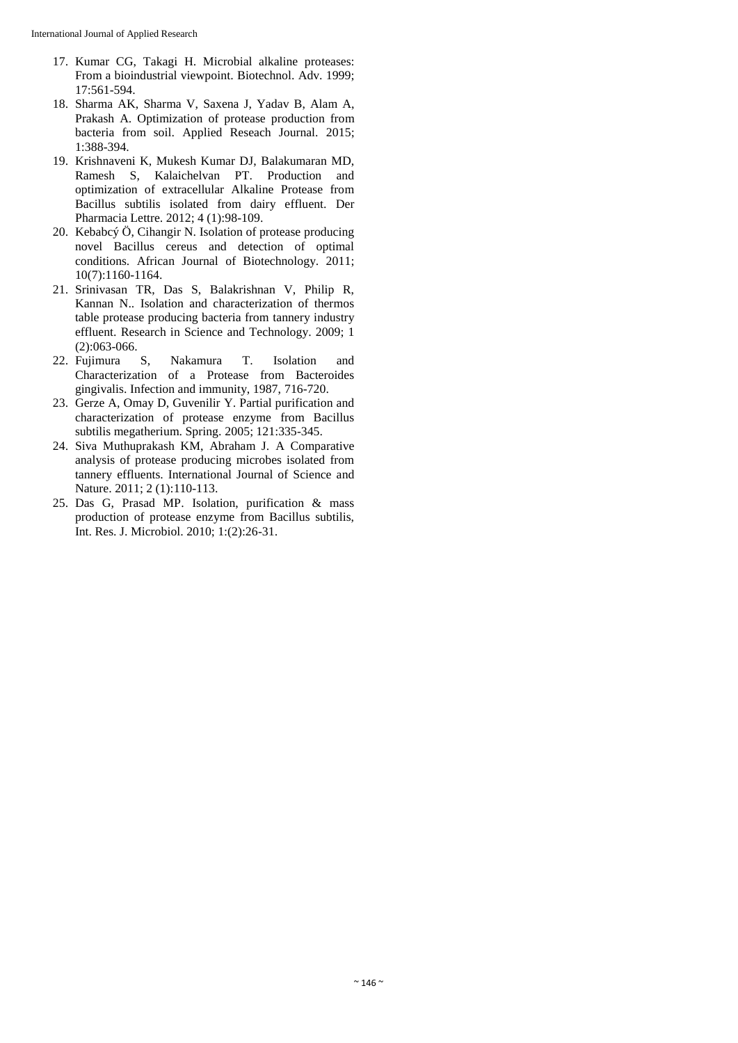17. Kumar CG, Takagi H. Microbial alkaline proteases: From a bioindustrial viewpoint. Biotechnol. Adv. 1999; 17:561-594.
18. Sharma AK, Sharma V, Saxena J, Yadav B, Alam A, Prakash A. Optimization of protease production from bacteria from soil. Applied Reseach Journal. 2015; 1:388-394.
19. Krishnaveni K, Mukesh Kumar DJ, Balakumaran MD, Ramesh S, Kalaichelvan PT. Production and optimization of extracellular Alkaline Protease from Bacillus subtilis isolated from dairy effluent. Der Pharmacia Lettre. 2012; 4 (1):98-109.
20. Kebabcý Ö, Cihangir N. Isolation of protease producing novel Bacillus cereus and detection of optimal conditions. African Journal of Biotechnology. 2011; 10(7):1160-1164.
21. Srinivasan TR, Das S, Balakrishnan V, Philip R, Kannan N.. Isolation and characterization of thermos table protease producing bacteria from tannery industry effluent. Research in Science and Technology. 2009; 1 (2):063-066.
22. Fujimura S, Nakamura T. Isolation and Characterization of a Protease from Bacteroides gingivalis. Infection and immunity, 1987, 716-720.
23. Gerze A, Omay D, Guvenilir Y. Partial purification and characterization of protease enzyme from Bacillus subtilis megatherium. Spring. 2005; 121:335-345.
24. Siva Muthuprakash KM, Abraham J. A Comparative analysis of protease producing microbes isolated from tannery effluents. International Journal of Science and Nature. 2011; 2 (1):110-113.
25. Das G, Prasad MP. Isolation, purification & mass production of protease enzyme from Bacillus subtilis, Int. Res. J. Microbiol. 2010; 1:(2):26-31.